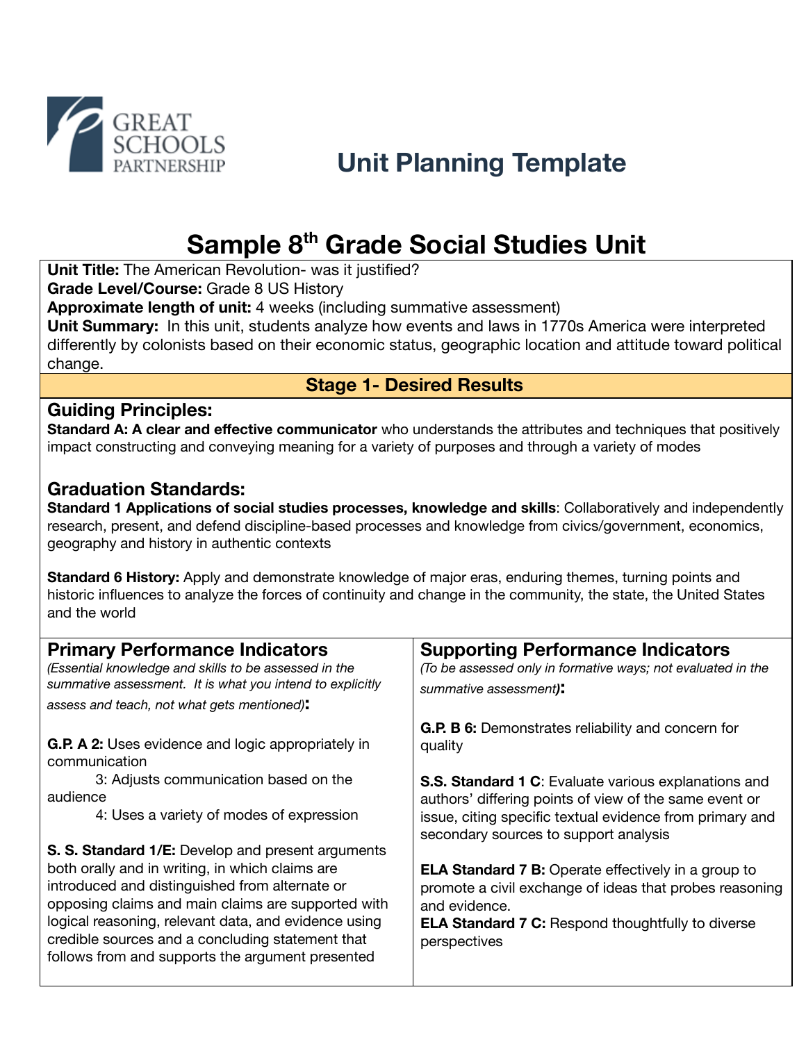GREAT SCHOOLS PARTNERSHIP

# Unit Planning Template

# Sample 8th Grade Social Studies Unit

**Unit Title:** The American Revolution- was it justified?
**Grade Level/Course:** Grade 8 US History
**Approximate length of unit:** 4 weeks (including summative assessment)
**Unit Summary:** In this unit, students analyze how events and laws in 1770s America were interpreted differently by colonists based on their economic status, geographic location and attitude toward political change.

## Stage 1- Desired Results

### Guiding Principles:

**Standard A: A clear and effective communicator** who understands the attributes and techniques that positively impact constructing and conveying meaning for a variety of purposes and through a variety of modes

### Graduation Standards:

**Standard 1 Applications of social studies processes, knowledge and skills**: Collaboratively and independently research, present, and defend discipline-based processes and knowledge from civics/government, economics, geography and history in authentic contexts

**Standard 6 History:** Apply and demonstrate knowledge of major eras, enduring themes, turning points and historic influences to analyze the forces of continuity and change in the community, the state, the United States and the world

| Primary Performance Indicators | Supporting Performance Indicators |
|---|---|
| *(Essential knowledge and skills to be assessed in the summative assessment. It is what you intend to explicitly assess and teach, not what gets mentioned)*: | *(To be assessed only in formative ways; not evaluated in the summative assessment)*: |
| **G.P. A 2:** Uses evidence and logic appropriately in communication<br>3: Adjusts communication based on the audience<br>4: Uses a variety of modes of expression | **G.P. B 6:** Demonstrates reliability and concern for quality |
| **S. S. Standard 1/E:** Develop and present arguments both orally and in writing, in which claims are introduced and distinguished from alternate or opposing claims and main claims are supported with logical reasoning, relevant data, and evidence using credible sources and a concluding statement that follows from and supports the argument presented | **S.S. Standard 1 C**: Evaluate various explanations and authors' differing points of view of the same event or issue, citing specific textual evidence from primary and secondary sources to support analysis<br><br>**ELA Standard 7 B:** Operate effectively in a group to promote a civil exchange of ideas that probes reasoning and evidence.<br>**ELA Standard 7 C:** Respond thoughtfully to diverse perspectives |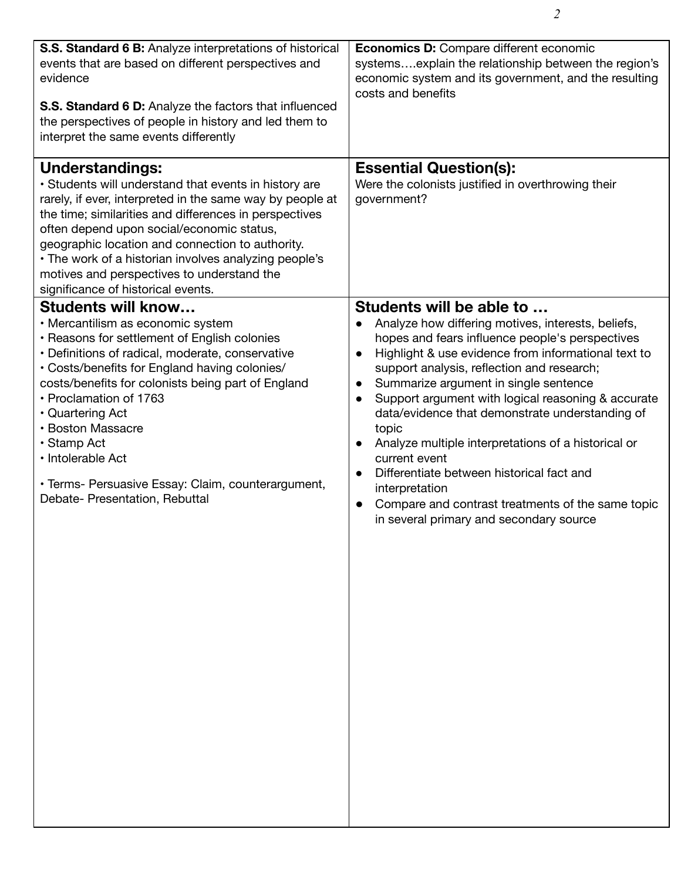| | |
|---|---|
| **S.S. Standard 6 B:** Analyze interpretations of historical events that are based on different perspectives and evidence<br><br>**S.S. Standard 6 D:** Analyze the factors that influenced the perspectives of people in history and led them to interpret the same events differently | **Economics D:** Compare different economic systems….explain the relationship between the region's economic system and its government, and the resulting costs and benefits |
| **Understandings:**<br>• Students will understand that events in history are rarely, if ever, interpreted in the same way by people at the time; similarities and differences in perspectives often depend upon social/economic status, geographic location and connection to authority.<br>• The work of a historian involves analyzing people's motives and perspectives to understand the significance of historical events. | **Essential Question(s):**<br>Were the colonists justified in overthrowing their government? |
| **Students will know…**<br>• Mercantilism as economic system<br>• Reasons for settlement of English colonies<br>• Definitions of radical, moderate, conservative<br>• Costs/benefits for England having colonies/ costs/benefits for colonists being part of England<br>• Proclamation of 1763<br>• Quartering Act<br>• Boston Massacre<br>• Stamp Act<br>• Intolerable Act<br><br>• Terms- Persuasive Essay: Claim, counterargument, Debate- Presentation, Rebuttal | **Students will be able to …**<br>• Analyze how differing motives, interests, beliefs, hopes and fears influence people's perspectives<br>• Highlight & use evidence from informational text to support analysis, reflection and research;<br>• Summarize argument in single sentence<br>• Support argument with logical reasoning & accurate data/evidence that demonstrate understanding of topic<br>• Analyze multiple interpretations of a historical or current event<br>• Differentiate between historical fact and interpretation<br>• Compare and contrast treatments of the same topic in several primary and secondary source |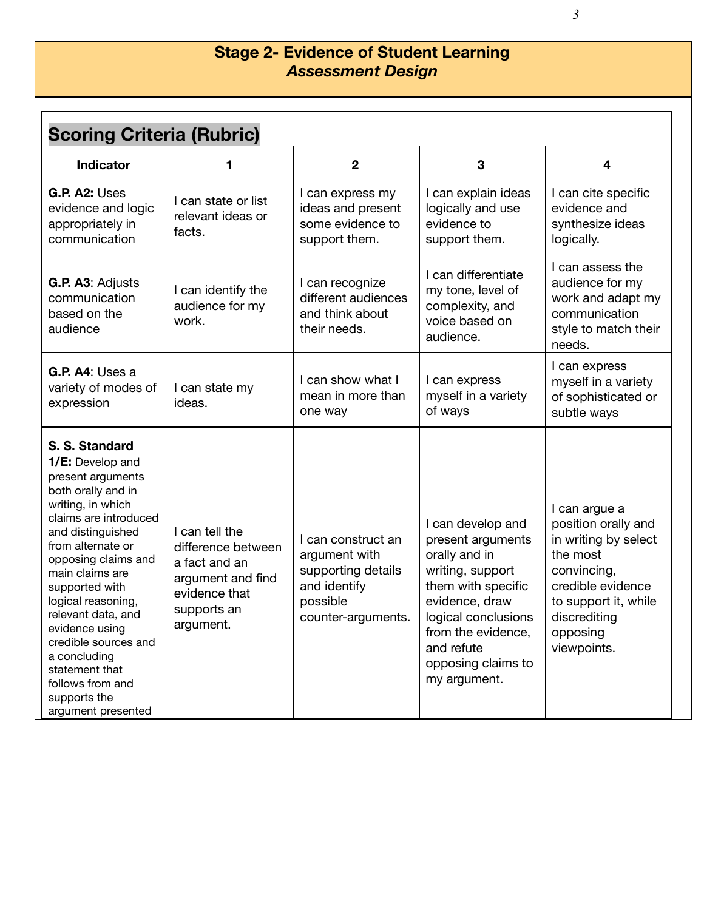## Stage 2- Evidence of Student Learning
### *Assessment Design*

### Scoring Criteria (Rubric)

| Indicator | 1 | 2 | 3 | 4 |
| --- | --- | --- | --- | --- |
| **G.P. A2:** Uses evidence and logic appropriately in communication | I can state or list relevant ideas or facts. | I can express my ideas and present some evidence to support them. | I can explain ideas logically and use evidence to support them. | I can cite specific evidence and synthesize ideas logically. |
| **G.P. A3**: Adjusts communication based on the audience | I can identify the audience for my work. | I can recognize different audiences and think about their needs. | I can differentiate my tone, level of complexity, and voice based on audience. | I can assess the audience for my work and adapt my communication style to match their needs. |
| **G.P. A4**: Uses a variety of modes of expression | I can state my ideas. | I can show what I mean in more than one way | I can express myself in a variety of ways | I can express myself in a variety of sophisticated or subtle ways |
| **S. S. Standard 1/E:** Develop and present arguments both orally and in writing, in which claims are introduced and distinguished from alternate or opposing claims and main claims are supported with logical reasoning, relevant data, and evidence using credible sources and a concluding statement that follows from and supports the argument presented | I can tell the difference between a fact and an argument and find evidence that supports an argument. | I can construct an argument with supporting details and identify possible counter-arguments. | I can develop and present arguments orally and in writing, support them with specific evidence, draw logical conclusions from the evidence, and refute opposing claims to my argument. | I can argue a position orally and in writing by select the most convincing, credible evidence to support it, while discrediting opposing viewpoints. |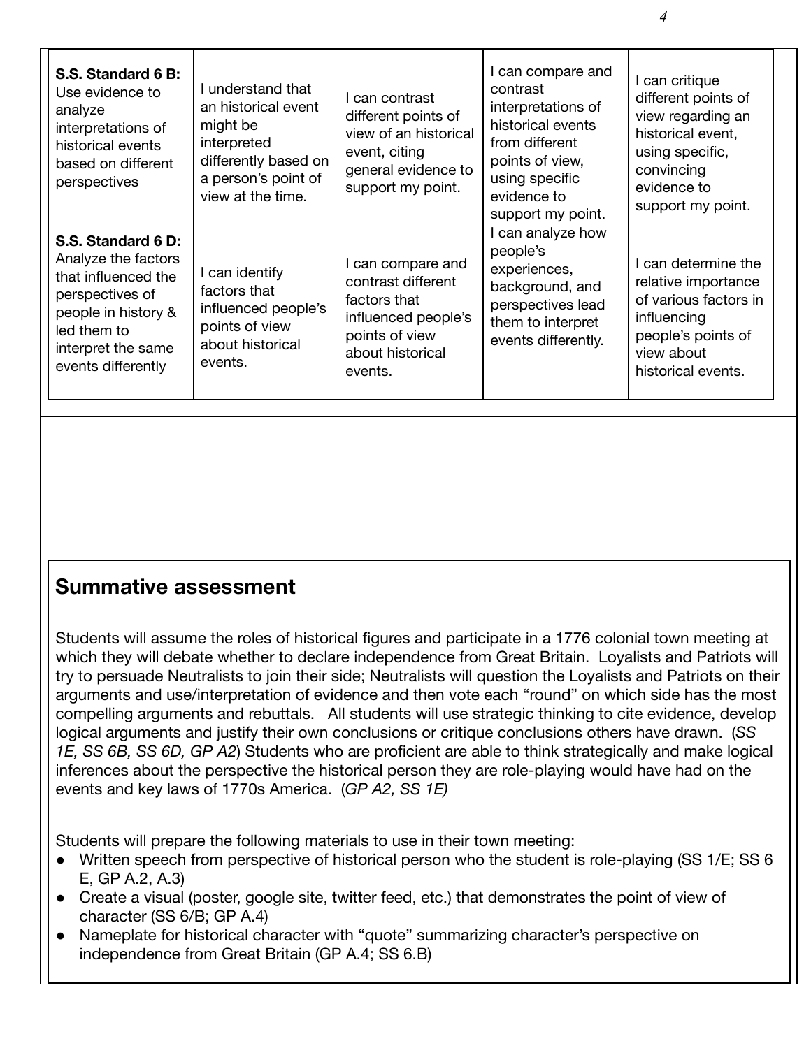| | | | | |
|---|---|---|---|---|
| **S.S. Standard 6 B:** Use evidence to analyze interpretations of historical events based on different perspectives | I understand that an historical event might be interpreted differently based on a person's point of view at the time. | I can contrast different points of view of an historical event, citing general evidence to support my point. | I can compare and contrast interpretations of historical events from different points of view, using specific evidence to support my point. | I can critique different points of view regarding an historical event, using specific, convincing evidence to support my point. |
| **S.S. Standard 6 D:** Analyze the factors that influenced the perspectives of people in history & led them to interpret the same events differently | I can identify factors that influenced people's points of view about historical events. | I can compare and contrast different factors that influenced people's points of view about historical events. | I can analyze how people's experiences, background, and perspectives lead them to interpret events differently. | I can determine the relative importance of various factors in influencing people's points of view about historical events. |

## Summative assessment

Students will assume the roles of historical figures and participate in a 1776 colonial town meeting at which they will debate whether to declare independence from Great Britain. Loyalists and Patriots will try to persuade Neutralists to join their side; Neutralists will question the Loyalists and Patriots on their arguments and use/interpretation of evidence and then vote each "round" on which side has the most compelling arguments and rebuttals. All students will use strategic thinking to cite evidence, develop logical arguments and justify their own conclusions or critique conclusions others have drawn. (*SS 1E, SS 6B, SS 6D, GP A2*) Students who are proficient are able to think strategically and make logical inferences about the perspective the historical person they are role-playing would have had on the events and key laws of 1770s America. (*GP A2, SS 1E)*

Students will prepare the following materials to use in their town meeting:

- Written speech from perspective of historical person who the student is role-playing (SS 1/E; SS 6 E, GP A.2, A.3)
- Create a visual (poster, google site, twitter feed, etc.) that demonstrates the point of view of character (SS 6/B; GP A.4)
- Nameplate for historical character with "quote" summarizing character's perspective on independence from Great Britain (GP A.4; SS 6.B)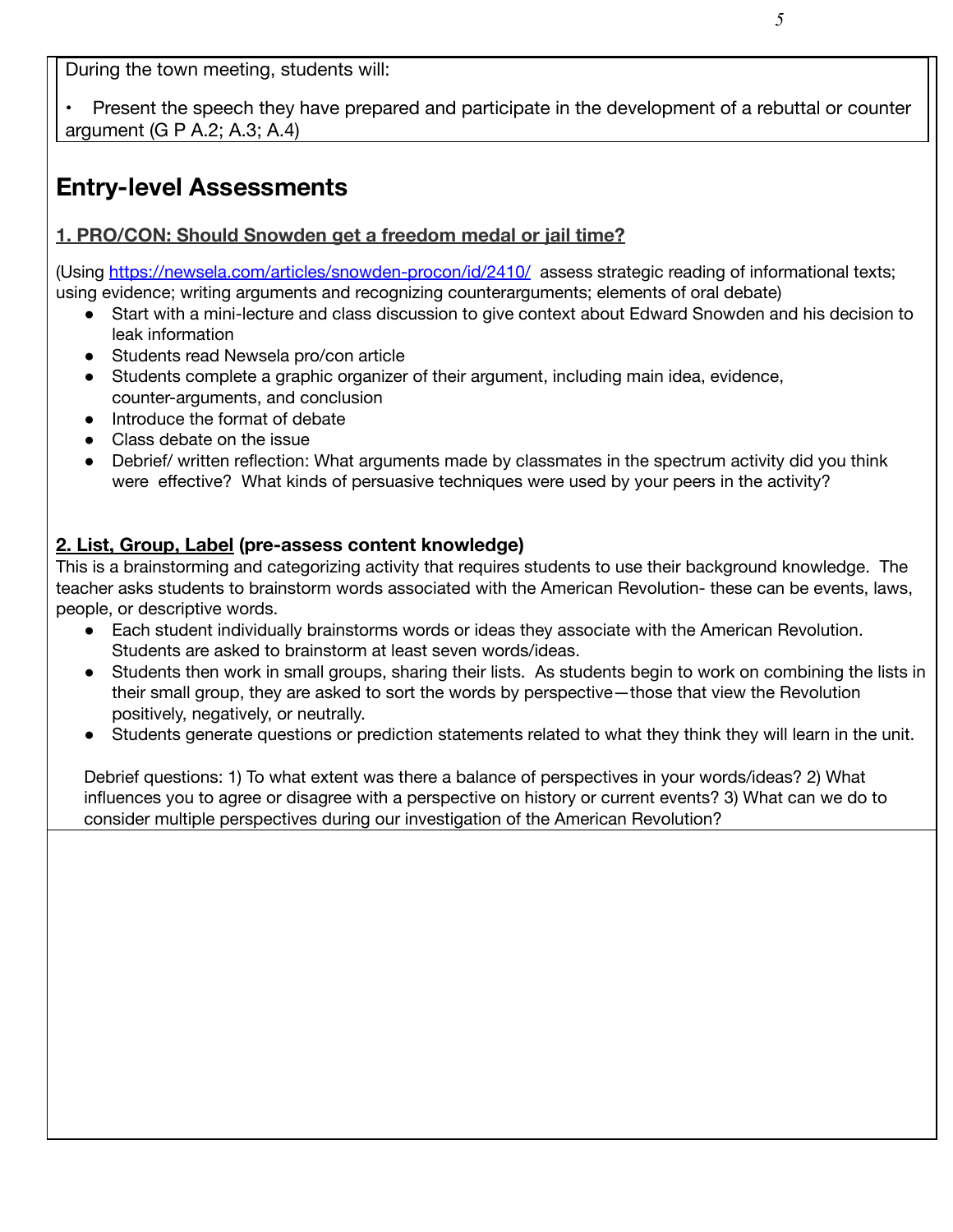During the town meeting, students will:

- Present the speech they have prepared and participate in the development of a rebuttal or counter argument (G P A.2; A.3; A.4)

## Entry-level Assessments

**1. PRO/CON: Should Snowden get a freedom medal or jail time?**

(Using https://newsela.com/articles/snowden-procon/id/2410/ assess strategic reading of informational texts; using evidence; writing arguments and recognizing counterarguments; elements of oral debate)

- Start with a mini-lecture and class discussion to give context about Edward Snowden and his decision to leak information
- Students read Newsela pro/con article
- Students complete a graphic organizer of their argument, including main idea, evidence, counter-arguments, and conclusion
- Introduce the format of debate
- Class debate on the issue
- Debrief/ written reflection: What arguments made by classmates in the spectrum activity did you think were effective? What kinds of persuasive techniques were used by your peers in the activity?

**2. List, Group, Label (pre-assess content knowledge)**

This is a brainstorming and categorizing activity that requires students to use their background knowledge. The teacher asks students to brainstorm words associated with the American Revolution- these can be events, laws, people, or descriptive words.

- Each student individually brainstorms words or ideas they associate with the American Revolution. Students are asked to brainstorm at least seven words/ideas.
- Students then work in small groups, sharing their lists. As students begin to work on combining the lists in their small group, they are asked to sort the words by perspective—those that view the Revolution positively, negatively, or neutrally.
- Students generate questions or prediction statements related to what they think they will learn in the unit.

Debrief questions: 1) To what extent was there a balance of perspectives in your words/ideas? 2) What influences you to agree or disagree with a perspective on history or current events? 3) What can we do to consider multiple perspectives during our investigation of the American Revolution?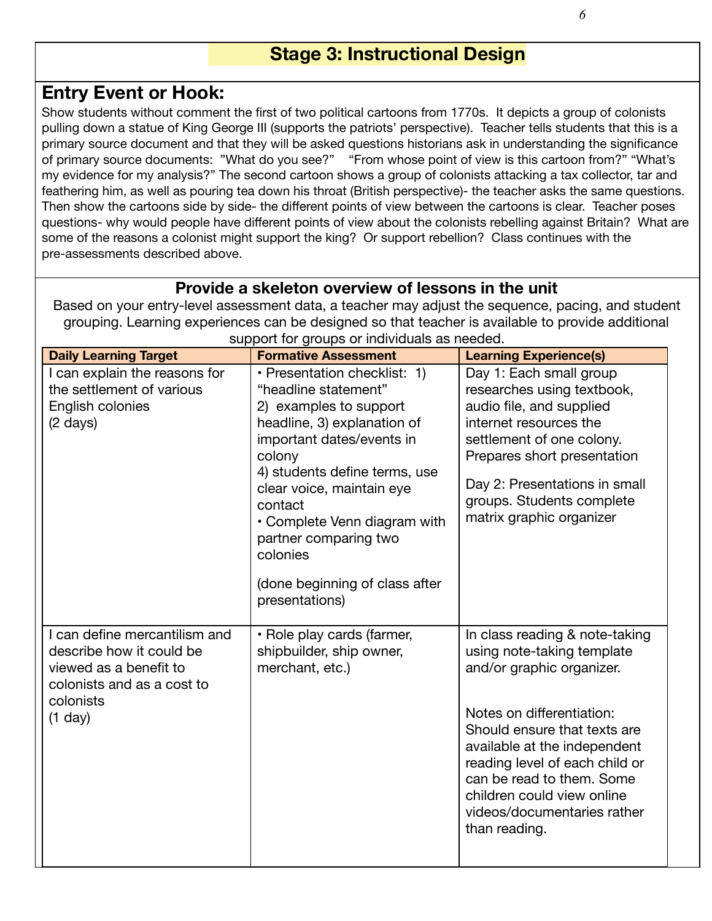# Stage 3: Instructional Design

## Entry Event or Hook:

Show students without comment the first of two political cartoons from 1770s. It depicts a group of colonists pulling down a statue of King George III (supports the patriots' perspective). Teacher tells students that this is a primary source document and that they will be asked questions historians ask in understanding the significance of primary source documents: "What do you see?" "From whose point of view is this cartoon from?" "What's my evidence for my analysis?" The second cartoon shows a group of colonists attacking a tax collector, tar and feathering him, as well as pouring tea down his throat (British perspective)- the teacher asks the same questions. Then show the cartoons side by side- the different points of view between the cartoons is clear. Teacher poses questions- why would people have different points of view about the colonists rebelling against Britain? What are some of the reasons a colonist might support the king? Or support rebellion? Class continues with the pre-assessments described above.

### Provide a skeleton overview of lessons in the unit

Based on your entry-level assessment data, a teacher may adjust the sequence, pacing, and student grouping. Learning experiences can be designed so that teacher is available to provide additional support for groups or individuals as needed.

| Daily Learning Target | Formative Assessment | Learning Experience(s) |
|---|---|---|
| I can explain the reasons for the settlement of various English colonies (2 days) | • Presentation checklist: 1) "headline statement" 2) examples to support headline, 3) explanation of important dates/events in colony 4) students define terms, use clear voice, maintain eye contact<br>• Complete Venn diagram with partner comparing two colonies<br><br>(done beginning of class after presentations) | Day 1: Each small group researches using textbook, audio file, and supplied internet resources the settlement of one colony. Prepares short presentation<br><br>Day 2: Presentations in small groups. Students complete matrix graphic organizer |
| I can define mercantilism and describe how it could be viewed as a benefit to colonists and as a cost to colonists (1 day) | • Role play cards (farmer, shipbuilder, ship owner, merchant, etc.) | In class reading & note-taking using note-taking template and/or graphic organizer.<br><br>Notes on differentiation: Should ensure that texts are available at the independent reading level of each child or can be read to them. Some children could view online videos/documentaries rather than reading. |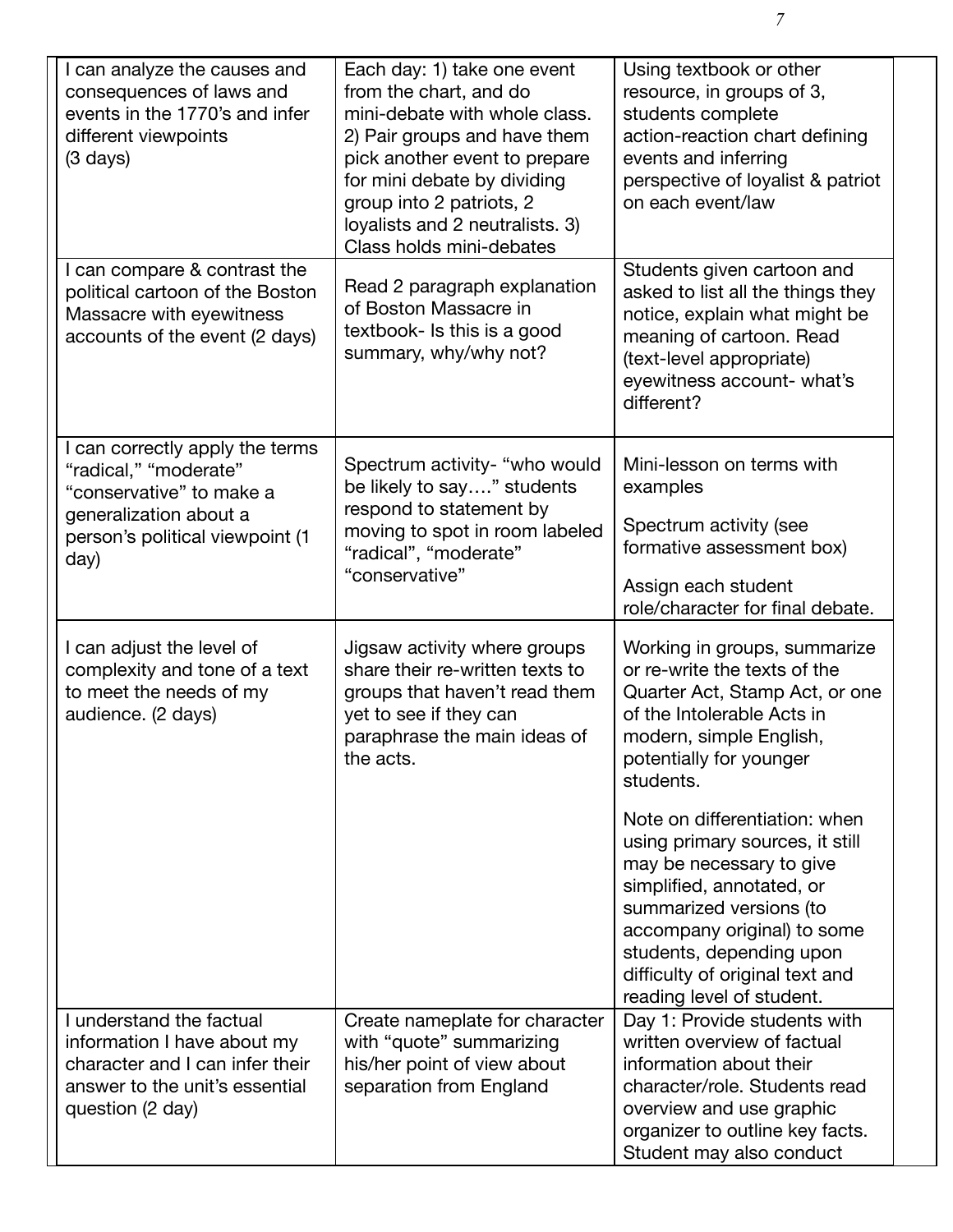| | | | |
|---|---|---|---|
| I can analyze the causes and consequences of laws and events in the 1770's and infer different viewpoints (3 days) | Each day: 1) take one event from the chart, and do mini-debate with whole class. 2) Pair groups and have them pick another event to prepare for mini debate by dividing group into 2 patriots, 2 loyalists and 2 neutralists. 3) Class holds mini-debates | Using textbook or other resource, in groups of 3, students complete action-reaction chart defining events and inferring perspective of loyalist & patriot on each event/law | |
| I can compare & contrast the political cartoon of the Boston Massacre with eyewitness accounts of the event (2 days) | Read 2 paragraph explanation of Boston Massacre in textbook- Is this is a good summary, why/why not? | Students given cartoon and asked to list all the things they notice, explain what might be meaning of cartoon. Read (text-level appropriate) eyewitness account- what's different? | |
| I can correctly apply the terms "radical," "moderate" "conservative" to make a generalization about a person's political viewpoint (1 day) | Spectrum activity- "who would be likely to say…." students respond to statement by moving to spot in room labeled "radical", "moderate" "conservative" | Mini-lesson on terms with examples<br><br>Spectrum activity (see formative assessment box)<br><br>Assign each student role/character for final debate. | |
| I can adjust the level of complexity and tone of a text to meet the needs of my audience. (2 days) | Jigsaw activity where groups share their re-written texts to groups that haven't read them yet to see if they can paraphrase the main ideas of the acts. | Working in groups, summarize or re-write the texts of the Quarter Act, Stamp Act, or one of the Intolerable Acts in modern, simple English, potentially for younger students.<br><br>Note on differentiation: when using primary sources, it still may be necessary to give simplified, annotated, or summarized versions (to accompany original) to some students, depending upon difficulty of original text and reading level of student. | |
| I understand the factual information I have about my character and I can infer their answer to the unit's essential question (2 day) | Create nameplate for character with "quote" summarizing his/her point of view about separation from England | Day 1: Provide students with written overview of factual information about their character/role. Students read overview and use graphic organizer to outline key facts. Student may also conduct | |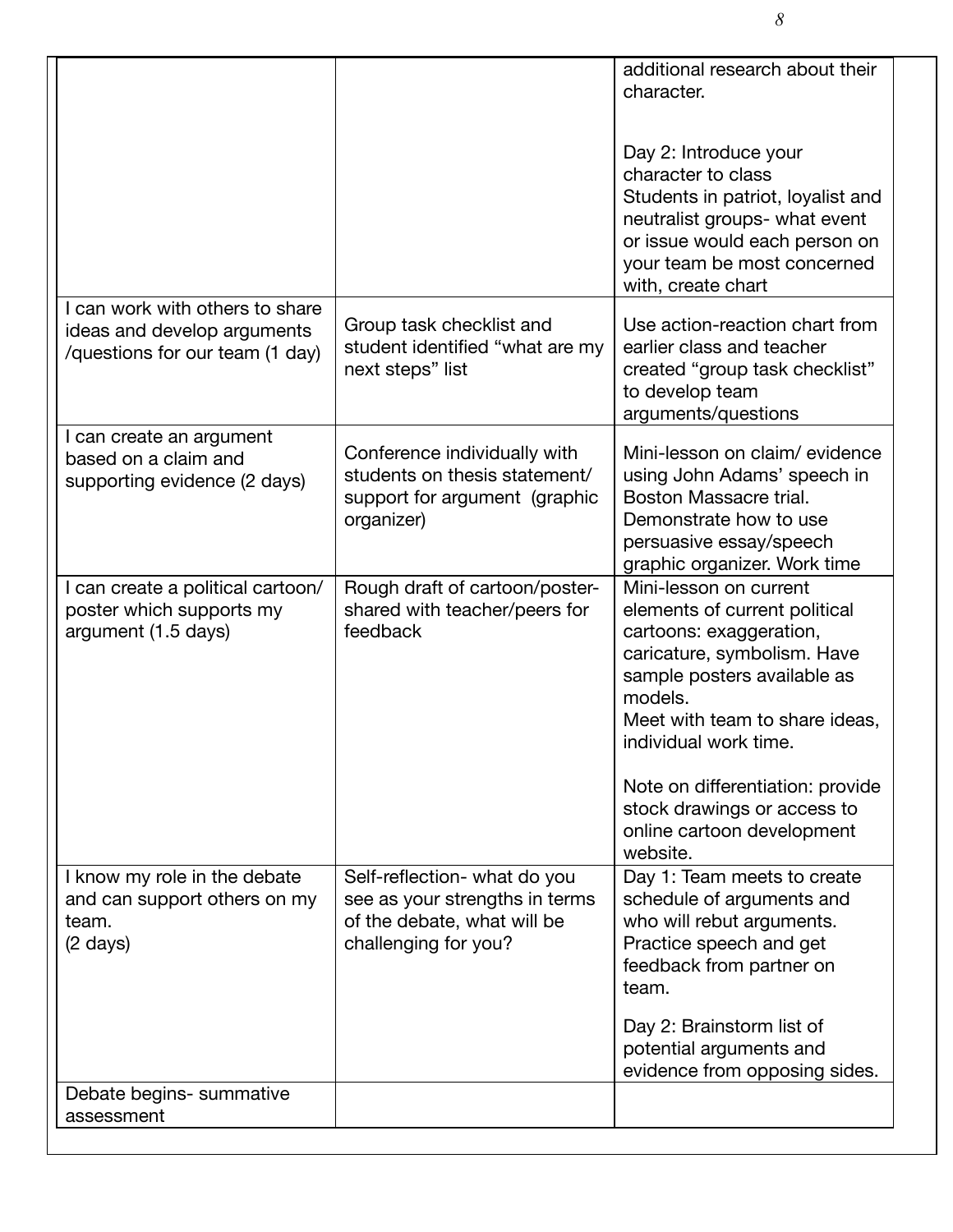| | | |
|---|---|---|
| | | additional research about their character.<br><br>Day 2: Introduce your character to class<br>Students in patriot, loyalist and neutralist groups- what event or issue would each person on your team be most concerned with, create chart |
| I can work with others to share ideas and develop arguments /questions for our team (1 day) | Group task checklist and student identified "what are my next steps" list | Use action-reaction chart from earlier class and teacher created "group task checklist" to develop team arguments/questions |
| I can create an argument based on a claim and supporting evidence (2 days) | Conference individually with students on thesis statement/ support for argument (graphic organizer) | Mini-lesson on claim/ evidence using John Adams' speech in Boston Massacre trial. Demonstrate how to use persuasive essay/speech graphic organizer. Work time |
| I can create a political cartoon/ poster which supports my argument (1.5 days) | Rough draft of cartoon/poster- shared with teacher/peers for feedback | Mini-lesson on current elements of current political cartoons: exaggeration, caricature, symbolism. Have sample posters available as models.<br>Meet with team to share ideas, individual work time.<br><br>Note on differentiation: provide stock drawings or access to online cartoon development website. |
| I know my role in the debate and can support others on my team.<br>(2 days) | Self-reflection- what do you see as your strengths in terms of the debate, what will be challenging for you? | Day 1: Team meets to create schedule of arguments and who will rebut arguments. Practice speech and get feedback from partner on team.<br><br>Day 2: Brainstorm list of potential arguments and evidence from opposing sides. |
| Debate begins- summative assessment | | |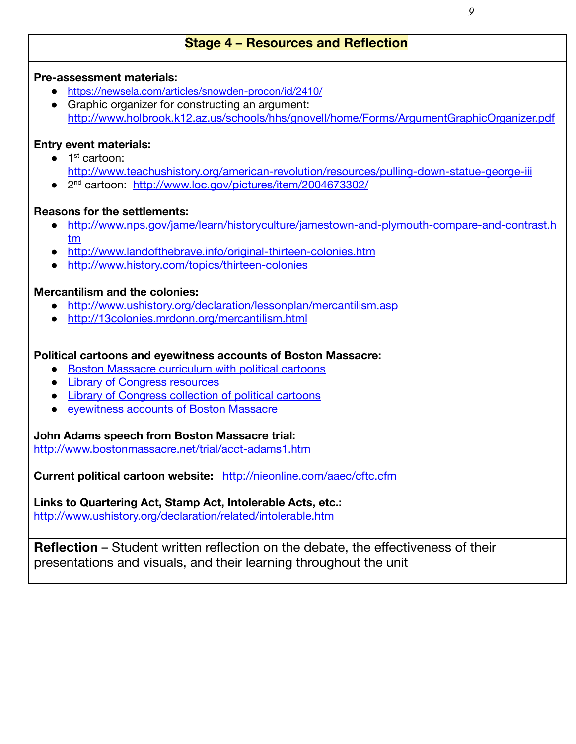## Stage 4 – Resources and Reflection

**Pre-assessment materials:**

- https://newsela.com/articles/snowden-procon/id/2410/
- Graphic organizer for constructing an argument: http://www.holbrook.k12.az.us/schools/hhs/gnovell/home/Forms/ArgumentGraphicOrganizer.pdf

**Entry event materials:**

- 1st cartoon: http://www.teachushistory.org/american-revolution/resources/pulling-down-statue-george-iii
- 2nd cartoon: http://www.loc.gov/pictures/item/2004673302/

**Reasons for the settlements:**

- http://www.nps.gov/jame/learn/historyculture/jamestown-and-plymouth-compare-and-contrast.htm
- http://www.landofthebrave.info/original-thirteen-colonies.htm
- http://www.history.com/topics/thirteen-colonies

**Mercantilism and the colonies:**

- http://www.ushistory.org/declaration/lessonplan/mercantilism.asp
- http://13colonies.mrdonn.org/mercantilism.html

**Political cartoons and eyewitness accounts of Boston Massacre:**

- Boston Massacre curriculum with political cartoons
- Library of Congress resources
- Library of Congress collection of political cartoons
- eyewitness accounts of Boston Massacre

**John Adams speech from Boston Massacre trial:**
http://www.bostonmassacre.net/trial/acct-adams1.htm

**Current political cartoon website:** http://nieonline.com/aaec/cftc.cfm

**Links to Quartering Act, Stamp Act, Intolerable Acts, etc.:**
http://www.ushistory.org/declaration/related/intolerable.htm

**Reflection** – Student written reflection on the debate, the effectiveness of their presentations and visuals, and their learning throughout the unit